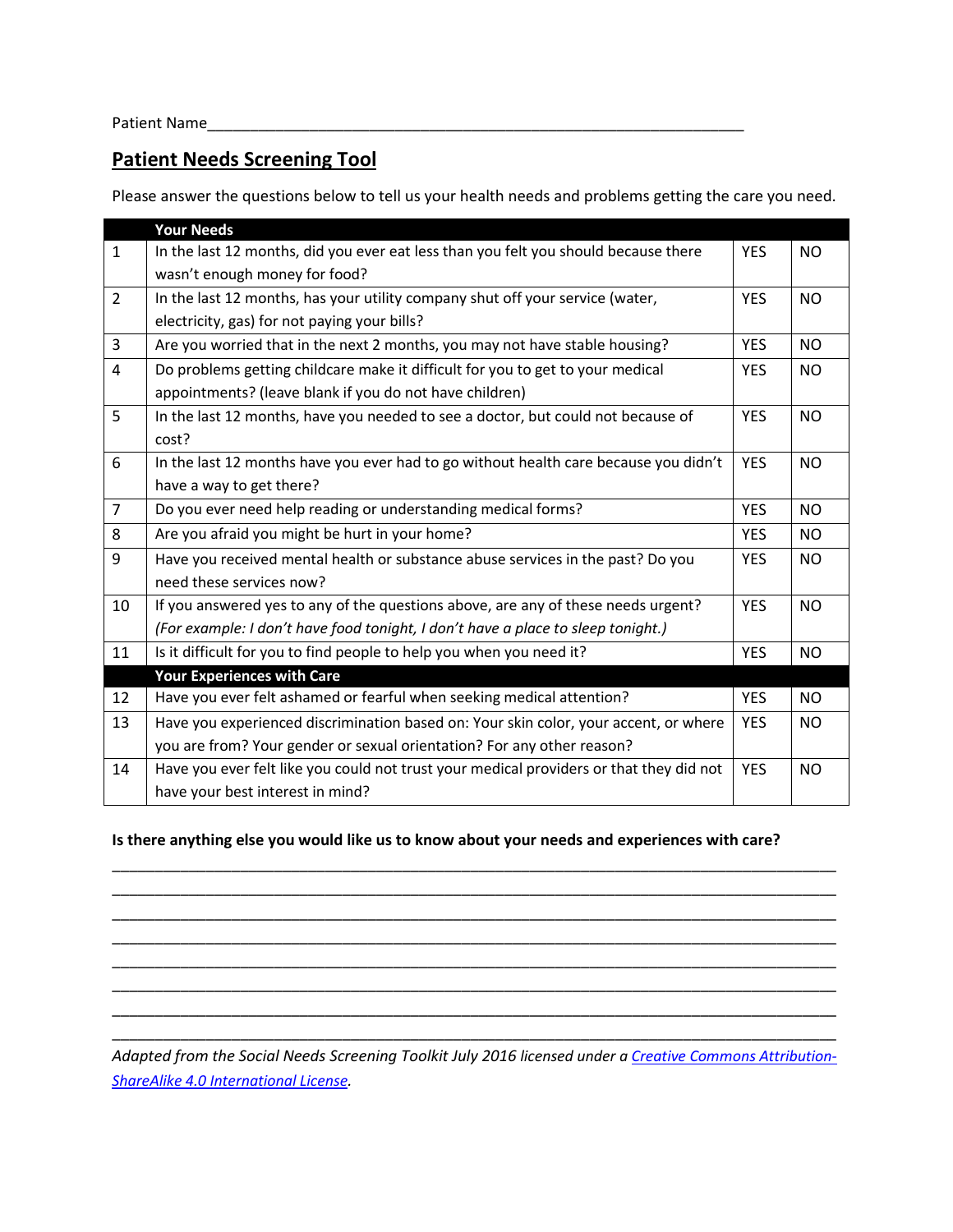Patient Name_______________________________________________________________

## Patient Needs Screening Tool

Please answer the questions below to tell us your health needs and problems getting the care you need.

| | **Your Needs** | | |
|---|---|---|---|
| 1 | In the last 12 months, did you ever eat less than you felt you should because there wasn't enough money for food? | YES | NO |
| 2 | In the last 12 months, has your utility company shut off your service (water, electricity, gas) for not paying your bills? | YES | NO |
| 3 | Are you worried that in the next 2 months, you may not have stable housing? | YES | NO |
| 4 | Do problems getting childcare make it difficult for you to get to your medical appointments? (leave blank if you do not have children) | YES | NO |
| 5 | In the last 12 months, have you needed to see a doctor, but could not because of cost? | YES | NO |
| 6 | In the last 12 months have you ever had to go without health care because you didn't have a way to get there? | YES | NO |
| 7 | Do you ever need help reading or understanding medical forms? | YES | NO |
| 8 | Are you afraid you might be hurt in your home? | YES | NO |
| 9 | Have you received mental health or substance abuse services in the past? Do you need these services now? | YES | NO |
| 10 | If you answered yes to any of the questions above, are any of these needs urgent? *(For example: I don't have food tonight, I don't have a place to sleep tonight.)* | YES | NO |
| 11 | Is it difficult for you to find people to help you when you need it? | YES | NO |
| | **Your Experiences with Care** | | |
| 12 | Have you ever felt ashamed or fearful when seeking medical attention? | YES | NO |
| 13 | Have you experienced discrimination based on: Your skin color, your accent, or where you are from? Your gender or sexual orientation? For any other reason? | YES | NO |
| 14 | Have you ever felt like you could not trust your medical providers or that they did not have your best interest in mind? | YES | NO |

**Is there anything else you would like us to know about your needs and experiences with care?**

______________________________________________________________________________

______________________________________________________________________________

______________________________________________________________________________

______________________________________________________________________________

______________________________________________________________________________

______________________________________________________________________________

______________________________________________________________________________

______________________________________________________________________________

*Adapted from the Social Needs Screening Toolkit July 2016 licensed under a Creative Commons Attribution-ShareAlike 4.0 International License.*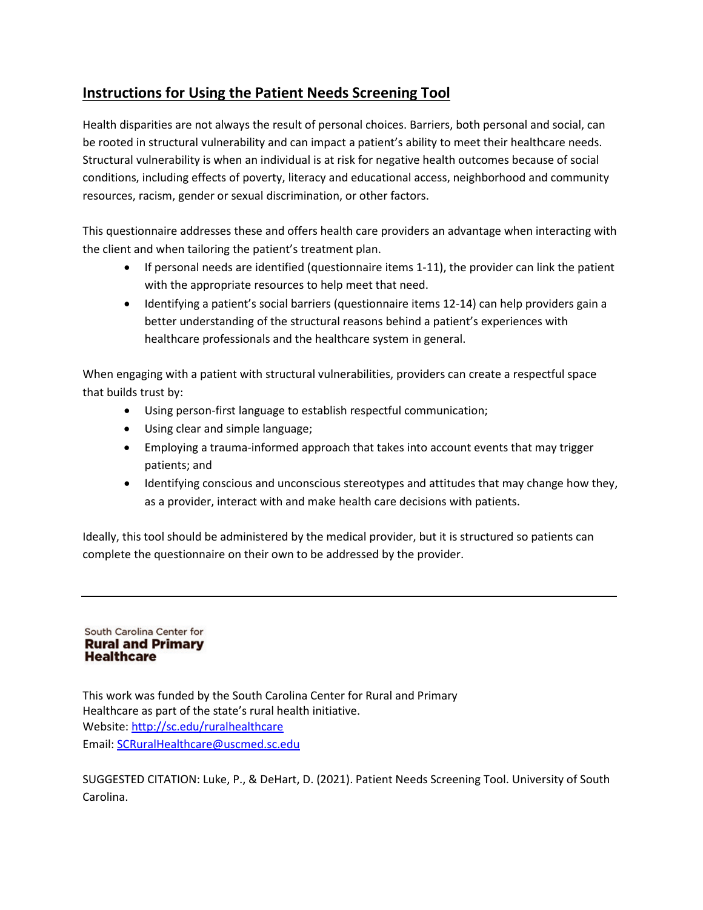## Instructions for Using the Patient Needs Screening Tool

Health disparities are not always the result of personal choices. Barriers, both personal and social, can be rooted in structural vulnerability and can impact a patient's ability to meet their healthcare needs. Structural vulnerability is when an individual is at risk for negative health outcomes because of social conditions, including effects of poverty, literacy and educational access, neighborhood and community resources, racism, gender or sexual discrimination, or other factors.

This questionnaire addresses these and offers health care providers an advantage when interacting with the client and when tailoring the patient's treatment plan.

- If personal needs are identified (questionnaire items 1-11), the provider can link the patient with the appropriate resources to help meet that need.
- Identifying a patient's social barriers (questionnaire items 12-14) can help providers gain a better understanding of the structural reasons behind a patient's experiences with healthcare professionals and the healthcare system in general.

When engaging with a patient with structural vulnerabilities, providers can create a respectful space that builds trust by:

- Using person-first language to establish respectful communication;
- Using clear and simple language;
- Employing a trauma-informed approach that takes into account events that may trigger patients; and
- Identifying conscious and unconscious stereotypes and attitudes that may change how they, as a provider, interact with and make health care decisions with patients.

Ideally, this tool should be administered by the medical provider, but it is structured so patients can complete the questionnaire on their own to be addressed by the provider.

---

South Carolina Center for
**Rural and Primary Healthcare**

This work was funded by the South Carolina Center for Rural and Primary Healthcare as part of the state's rural health initiative.
Website: [http://sc.edu/ruralhealthcare](http://sc.edu/ruralhealthcare)
Email: [SCRuralHealthcare@uscmed.sc.edu](mailto:SCRuralHealthcare@uscmed.sc.edu)

SUGGESTED CITATION: Luke, P., & DeHart, D. (2021). Patient Needs Screening Tool. University of South Carolina.